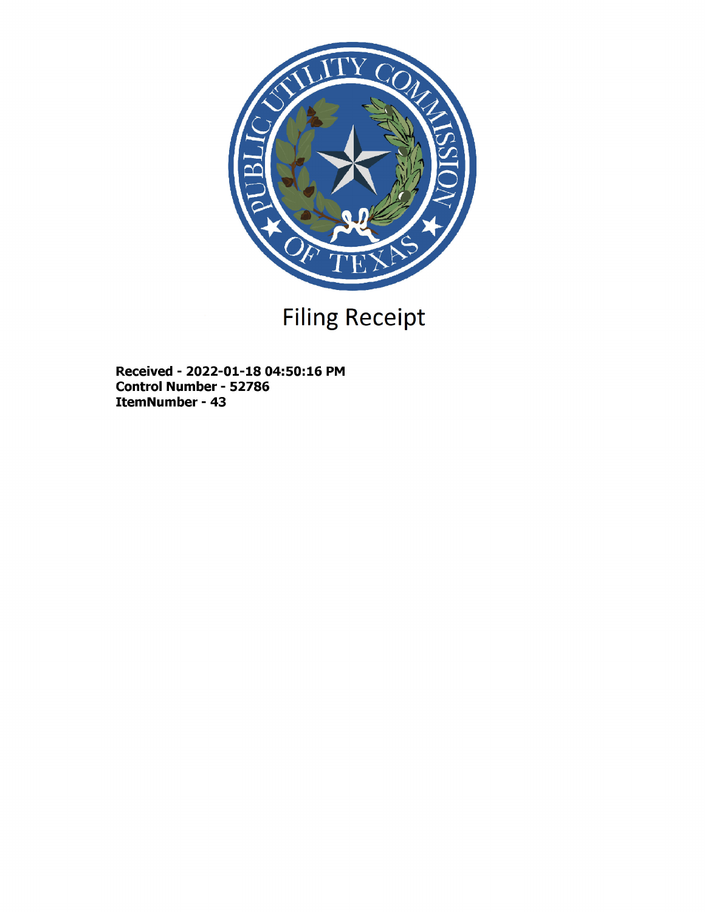# Filing Receipt

**Received - 2022-01-18 04:50:16 PM**
**Control Number - 52786**
**ItemNumber - 43**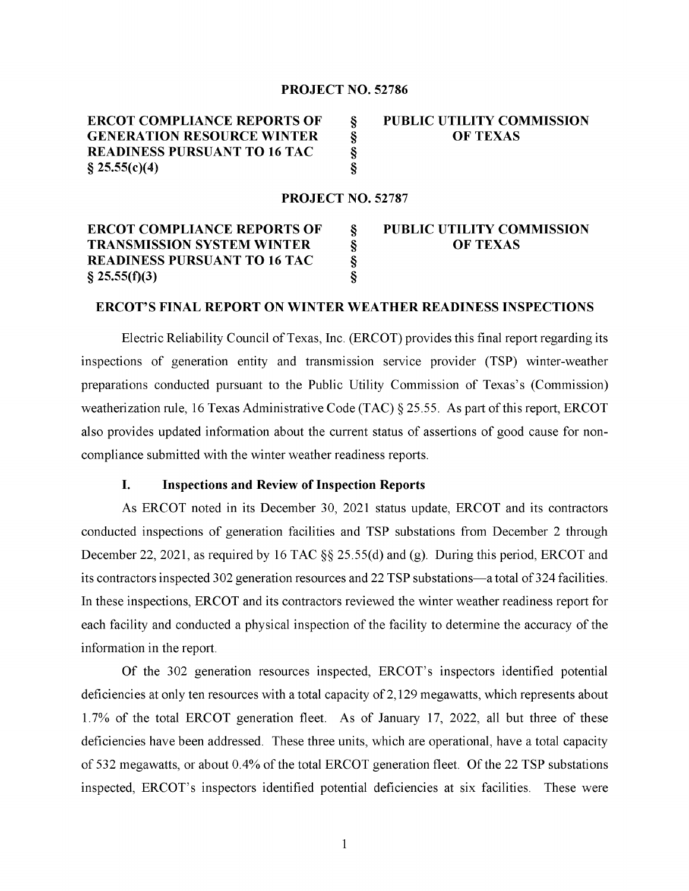**PROJECT NO. 52786**

| | | |
|---|---|---|
| **ERCOT COMPLIANCE REPORTS OF GENERATION RESOURCE WINTER READINESS PURSUANT TO 16 TAC § 25.55(c)(4)** | §<br>§<br>§<br>§ | **PUBLIC UTILITY COMMISSION OF TEXAS** |

**PROJECT NO. 52787**

| | | |
|---|---|---|
| **ERCOT COMPLIANCE REPORTS OF TRANSMISSION SYSTEM WINTER READINESS PURSUANT TO 16 TAC § 25.55(f)(3)** | §<br>§<br>§<br>§ | **PUBLIC UTILITY COMMISSION OF TEXAS** |

## ERCOT'S FINAL REPORT ON WINTER WEATHER READINESS INSPECTIONS

Electric Reliability Council of Texas, Inc. (ERCOT) provides this final report regarding its inspections of generation entity and transmission service provider (TSP) winter-weather preparations conducted pursuant to the Public Utility Commission of Texas's (Commission) weatherization rule, 16 Texas Administrative Code (TAC) § 25.55. As part of this report, ERCOT also provides updated information about the current status of assertions of good cause for non-compliance submitted with the winter weather readiness reports.

### I. Inspections and Review of Inspection Reports

As ERCOT noted in its December 30, 2021 status update, ERCOT and its contractors conducted inspections of generation facilities and TSP substations from December 2 through December 22, 2021, as required by 16 TAC §§ 25.55(d) and (g). During this period, ERCOT and its contractors inspected 302 generation resources and 22 TSP substations—a total of 324 facilities. In these inspections, ERCOT and its contractors reviewed the winter weather readiness report for each facility and conducted a physical inspection of the facility to determine the accuracy of the information in the report.

Of the 302 generation resources inspected, ERCOT's inspectors identified potential deficiencies at only ten resources with a total capacity of 2,129 megawatts, which represents about 1.7% of the total ERCOT generation fleet. As of January 17, 2022, all but three of these deficiencies have been addressed. These three units, which are operational, have a total capacity of 532 megawatts, or about 0.4% of the total ERCOT generation fleet. Of the 22 TSP substations inspected, ERCOT's inspectors identified potential deficiencies at six facilities. These were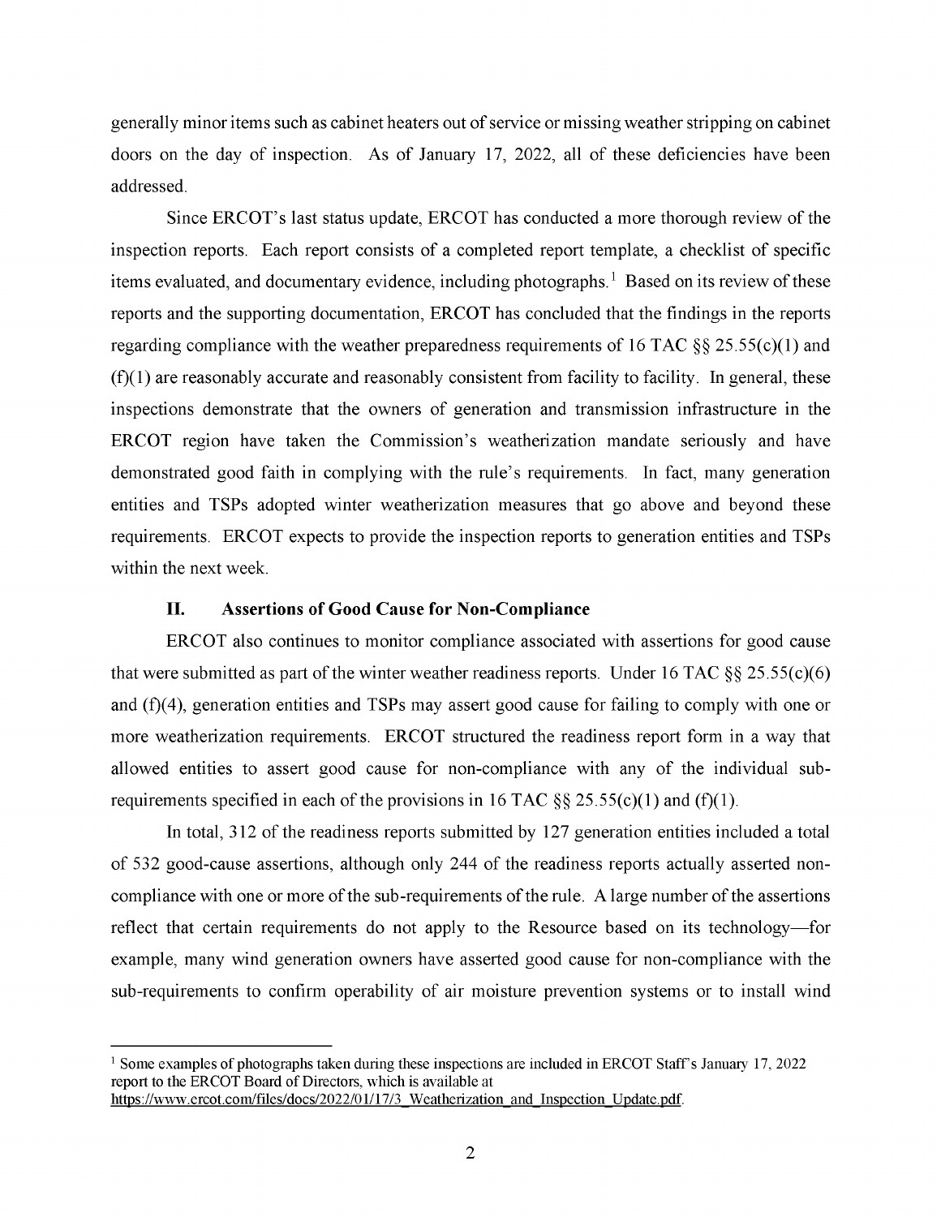generally minor items such as cabinet heaters out of service or missing weather stripping on cabinet doors on the day of inspection. As of January 17, 2022, all of these deficiencies have been addressed.

Since ERCOT's last status update, ERCOT has conducted a more thorough review of the inspection reports. Each report consists of a completed report template, a checklist of specific items evaluated, and documentary evidence, including photographs.[1] Based on its review of these reports and the supporting documentation, ERCOT has concluded that the findings in the reports regarding compliance with the weather preparedness requirements of 16 TAC §§ 25.55(c)(1) and (f)(1) are reasonably accurate and reasonably consistent from facility to facility. In general, these inspections demonstrate that the owners of generation and transmission infrastructure in the ERCOT region have taken the Commission's weatherization mandate seriously and have demonstrated good faith in complying with the rule's requirements. In fact, many generation entities and TSPs adopted winter weatherization measures that go above and beyond these requirements. ERCOT expects to provide the inspection reports to generation entities and TSPs within the next week.

## II. Assertions of Good Cause for Non-Compliance

ERCOT also continues to monitor compliance associated with assertions for good cause that were submitted as part of the winter weather readiness reports. Under 16 TAC §§ 25.55(c)(6) and (f)(4), generation entities and TSPs may assert good cause for failing to comply with one or more weatherization requirements. ERCOT structured the readiness report form in a way that allowed entities to assert good cause for non-compliance with any of the individual sub-requirements specified in each of the provisions in 16 TAC §§ 25.55(c)(1) and (f)(1).

In total, 312 of the readiness reports submitted by 127 generation entities included a total of 532 good-cause assertions, although only 244 of the readiness reports actually asserted non-compliance with one or more of the sub-requirements of the rule. A large number of the assertions reflect that certain requirements do not apply to the Resource based on its technology—for example, many wind generation owners have asserted good cause for non-compliance with the sub-requirements to confirm operability of air moisture prevention systems or to install wind

---

[1] Some examples of photographs taken during these inspections are included in ERCOT Staff's January 17, 2022 report to the ERCOT Board of Directors, which is available at https://www.ercot.com/files/docs/2022/01/17/3_Weatherization_and_Inspection_Update.pdf.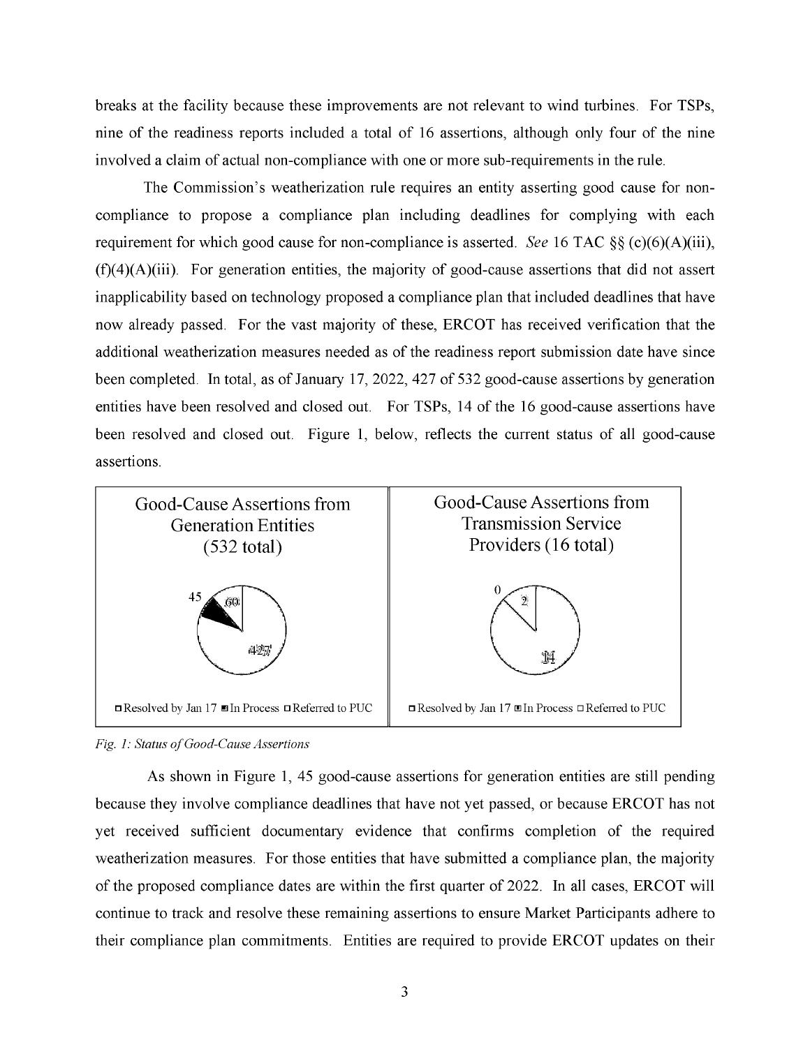breaks at the facility because these improvements are not relevant to wind turbines. For TSPs, nine of the readiness reports included a total of 16 assertions, although only four of the nine involved a claim of actual non-compliance with one or more sub-requirements in the rule.

The Commission's weatherization rule requires an entity asserting good cause for non-compliance to propose a compliance plan including deadlines for complying with each requirement for which good cause for non-compliance is asserted. *See* 16 TAC §§ (c)(6)(A)(iii), (f)(4)(A)(iii). For generation entities, the majority of good-cause assertions that did not assert inapplicability based on technology proposed a compliance plan that included deadlines that have now already passed. For the vast majority of these, ERCOT has received verification that the additional weatherization measures needed as of the readiness report submission date have since been completed. In total, as of January 17, 2022, 427 of 532 good-cause assertions by generation entities have been resolved and closed out. For TSPs, 14 of the 16 good-cause assertions have been resolved and closed out. Figure 1, below, reflects the current status of all good-cause assertions.

Good-Cause Assertions from Generation Entities (532 total)

45, 60, 427

Resolved by Jan 17 | In Process | Referred to PUC

Good-Cause Assertions from Transmission Service Providers (16 total)

0, 2, 14

Resolved by Jan 17 | In Process | Referred to PUC

*Fig. 1: Status of Good-Cause Assertions*

As shown in Figure 1, 45 good-cause assertions for generation entities are still pending because they involve compliance deadlines that have not yet passed, or because ERCOT has not yet received sufficient documentary evidence that confirms completion of the required weatherization measures. For those entities that have submitted a compliance plan, the majority of the proposed compliance dates are within the first quarter of 2022. In all cases, ERCOT will continue to track and resolve these remaining assertions to ensure Market Participants adhere to their compliance plan commitments. Entities are required to provide ERCOT updates on their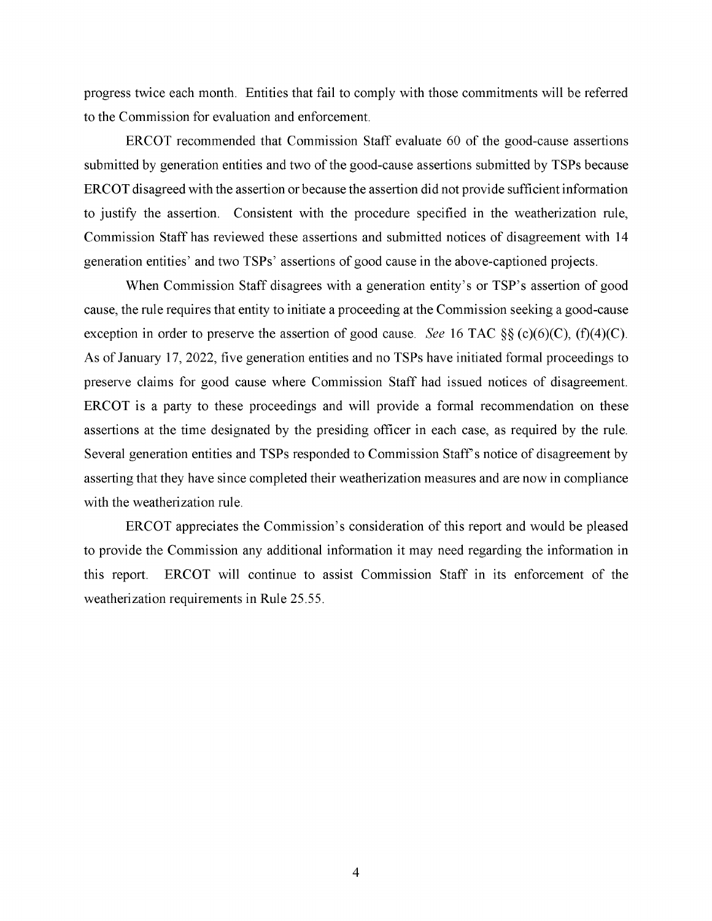progress twice each month. Entities that fail to comply with those commitments will be referred to the Commission for evaluation and enforcement.

ERCOT recommended that Commission Staff evaluate 60 of the good-cause assertions submitted by generation entities and two of the good-cause assertions submitted by TSPs because ERCOT disagreed with the assertion or because the assertion did not provide sufficient information to justify the assertion. Consistent with the procedure specified in the weatherization rule, Commission Staff has reviewed these assertions and submitted notices of disagreement with 14 generation entities' and two TSPs' assertions of good cause in the above-captioned projects.

When Commission Staff disagrees with a generation entity's or TSP's assertion of good cause, the rule requires that entity to initiate a proceeding at the Commission seeking a good-cause exception in order to preserve the assertion of good cause. *See* 16 TAC §§ (c)(6)(C), (f)(4)(C). As of January 17, 2022, five generation entities and no TSPs have initiated formal proceedings to preserve claims for good cause where Commission Staff had issued notices of disagreement. ERCOT is a party to these proceedings and will provide a formal recommendation on these assertions at the time designated by the presiding officer in each case, as required by the rule. Several generation entities and TSPs responded to Commission Staff's notice of disagreement by asserting that they have since completed their weatherization measures and are now in compliance with the weatherization rule.

ERCOT appreciates the Commission's consideration of this report and would be pleased to provide the Commission any additional information it may need regarding the information in this report. ERCOT will continue to assist Commission Staff in its enforcement of the weatherization requirements in Rule 25.55.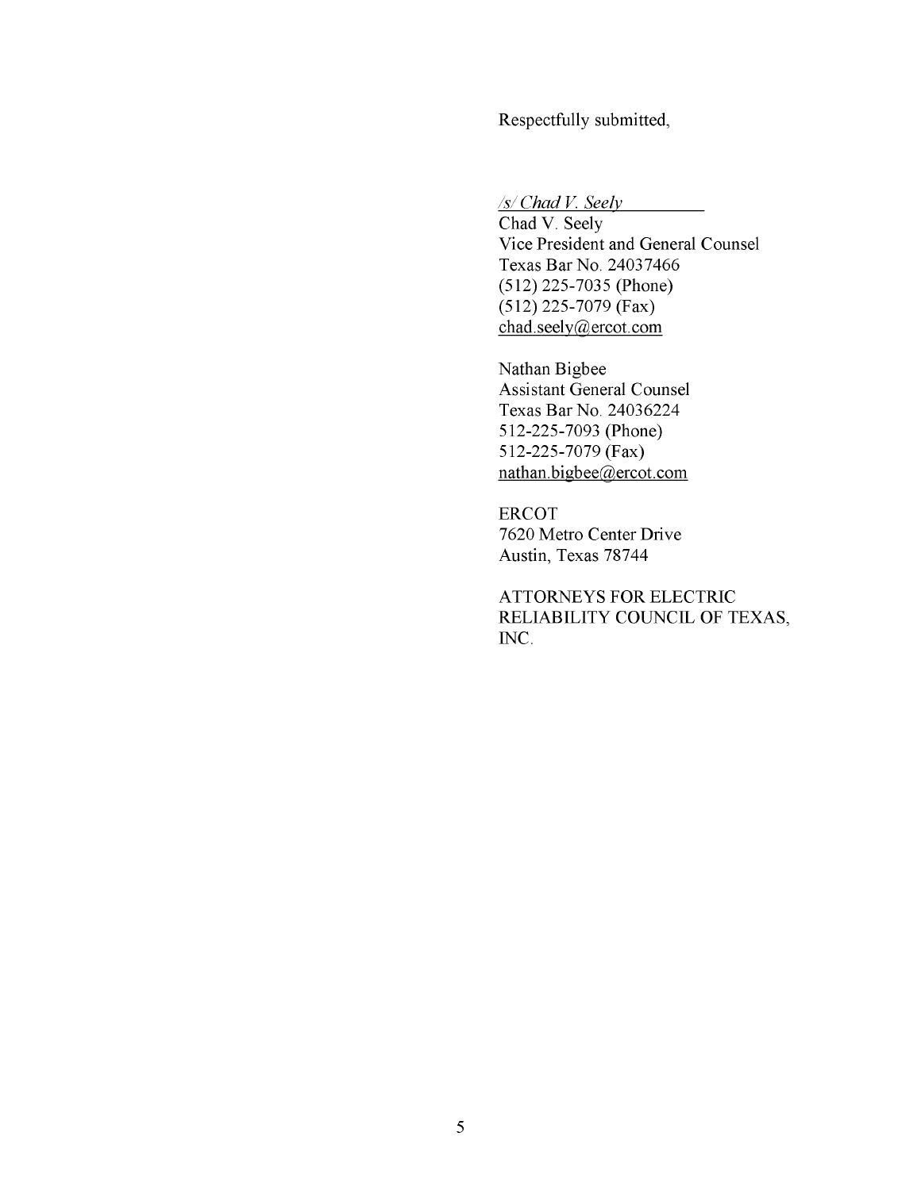Respectfully submitted,

*/s/ Chad V. Seely*

Chad V. Seely
Vice President and General Counsel
Texas Bar No. 24037466
(512) 225-7035 (Phone)
(512) 225-7079 (Fax)
chad.seely@ercot.com

Nathan Bigbee
Assistant General Counsel
Texas Bar No. 24036224
512-225-7093 (Phone)
512-225-7079 (Fax)
nathan.bigbee@ercot.com

ERCOT
7620 Metro Center Drive
Austin, Texas 78744

ATTORNEYS FOR ELECTRIC RELIABILITY COUNCIL OF TEXAS, INC.